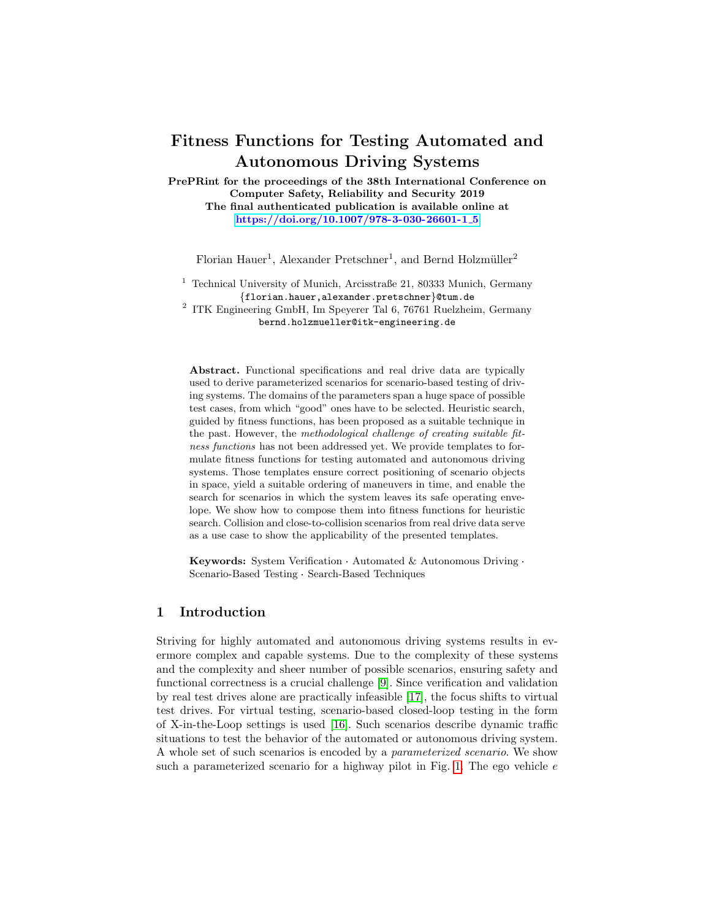# Fitness Functions for Testing Automated and Autonomous Driving Systems

**PrePRint for the proceedings of the 38th International Conference on Computer Safety, Reliability and Security 2019**
**The final authenticated publication is available online at https://doi.org/10.1007/978-3-030-26601-1_5**

Florian Hauer[1], Alexander Pretschner[1], and Bernd Holzmüller[2]

[1] Technical University of Munich, Arcisstraße 21, 80333 Munich, Germany
{florian.hauer,alexander.pretschner}@tum.de

[2] ITK Engineering GmbH, Im Speyerer Tal 6, 76761 Ruelzheim, Germany
bernd.holzmueller@itk-engineering.de

**Abstract.** Functional specifications and real drive data are typically used to derive parameterized scenarios for scenario-based testing of driving systems. The domains of the parameters span a huge space of possible test cases, from which "good" ones have to be selected. Heuristic search, guided by fitness functions, has been proposed as a suitable technique in the past. However, the *methodological challenge of creating suitable fitness functions* has not been addressed yet. We provide templates to formulate fitness functions for testing automated and autonomous driving systems. Those templates ensure correct positioning of scenario objects in space, yield a suitable ordering of maneuvers in time, and enable the search for scenarios in which the system leaves its safe operating envelope. We show how to compose them into fitness functions for heuristic search. Collision and close-to-collision scenarios from real drive data serve as a use case to show the applicability of the presented templates.

**Keywords:** System Verification · Automated & Autonomous Driving · Scenario-Based Testing · Search-Based Techniques

## 1 Introduction

Striving for highly automated and autonomous driving systems results in evermore complex and capable systems. Due to the complexity of these systems and the complexity and sheer number of possible scenarios, ensuring safety and functional correctness is a crucial challenge [9]. Since verification and validation by real test drives alone are practically infeasible [17], the focus shifts to virtual test drives. For virtual testing, scenario-based closed-loop testing in the form of X-in-the-Loop settings is used [16]. Such scenarios describe dynamic traffic situations to test the behavior of the automated or autonomous driving system. A whole set of such scenarios is encoded by a *parameterized scenario*. We show such a parameterized scenario for a highway pilot in Fig. 1. The ego vehicle $e$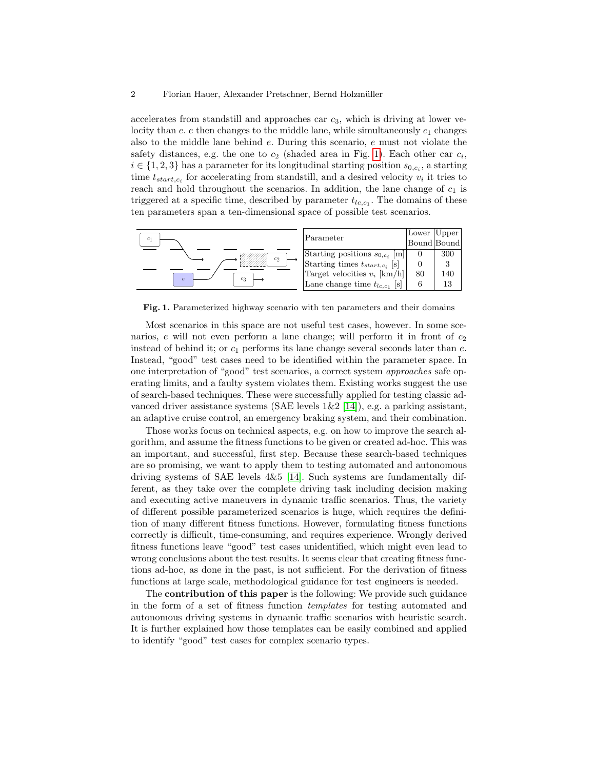accelerates from standstill and approaches car $c_3$, which is driving at lower velocity than $e$. $e$ then changes to the middle lane, while simultaneously $c_1$ changes also to the middle lane behind $e$. During this scenario, $e$ must not violate the safety distances, e.g. the one to $c_2$ (shaded area in Fig. 1). Each other car $c_i$, $i \in \{1, 2, 3\}$ has a parameter for its longitudinal starting position $s_{0,c_i}$, a starting time $t_{start,c_i}$ for accelerating from standstill, and a desired velocity $v_i$ it tries to reach and hold throughout the scenarios. In addition, the lane change of $c_1$ is triggered at a specific time, described by parameter $t_{lc,c_1}$. The domains of these ten parameters span a ten-dimensional space of possible test scenarios.

| Parameter | Lower Bound | Upper Bound |
|---|---|---|
| Starting positions $s_{0,c_i}$ [m] | 0 | 300 |
| Starting times $t_{start,c_i}$ [s] | 0 | 3 |
| Target velocities $v_i$ [km/h] | 80 | 140 |
| Lane change time $t_{lc,c_1}$ [s] | 6 | 13 |

**Fig. 1.** Parameterized highway scenario with ten parameters and their domains

Most scenarios in this space are not useful test cases, however. In some scenarios, $e$ will not even perform a lane change; will perform it in front of $c_2$ instead of behind it; or $c_1$ performs its lane change several seconds later than $e$. Instead, "good" test cases need to be identified within the parameter space. In one interpretation of "good" test scenarios, a correct system *approaches* safe operating limits, and a faulty system violates them. Existing works suggest the use of search-based techniques. These were successfully applied for testing classic advanced driver assistance systems (SAE levels 1&2 [14]), e.g. a parking assistant, an adaptive cruise control, an emergency braking system, and their combination.

Those works focus on technical aspects, e.g. on how to improve the search algorithm, and assume the fitness functions to be given or created ad-hoc. This was an important, and successful, first step. Because these search-based techniques are so promising, we want to apply them to testing automated and autonomous driving systems of SAE levels 4&5 [14]. Such systems are fundamentally different, as they take over the complete driving task including decision making and executing active maneuvers in dynamic traffic scenarios. Thus, the variety of different possible parameterized scenarios is huge, which requires the definition of many different fitness functions. However, formulating fitness functions correctly is difficult, time-consuming, and requires experience. Wrongly derived fitness functions leave "good" test cases unidentified, which might even lead to wrong conclusions about the test results. It seems clear that creating fitness functions ad-hoc, as done in the past, is not sufficient. For the derivation of fitness functions at large scale, methodological guidance for test engineers is needed.

The **contribution of this paper** is the following: We provide such guidance in the form of a set of fitness function *templates* for testing automated and autonomous driving systems in dynamic traffic scenarios with heuristic search. It is further explained how those templates can be easily combined and applied to identify "good" test cases for complex scenario types.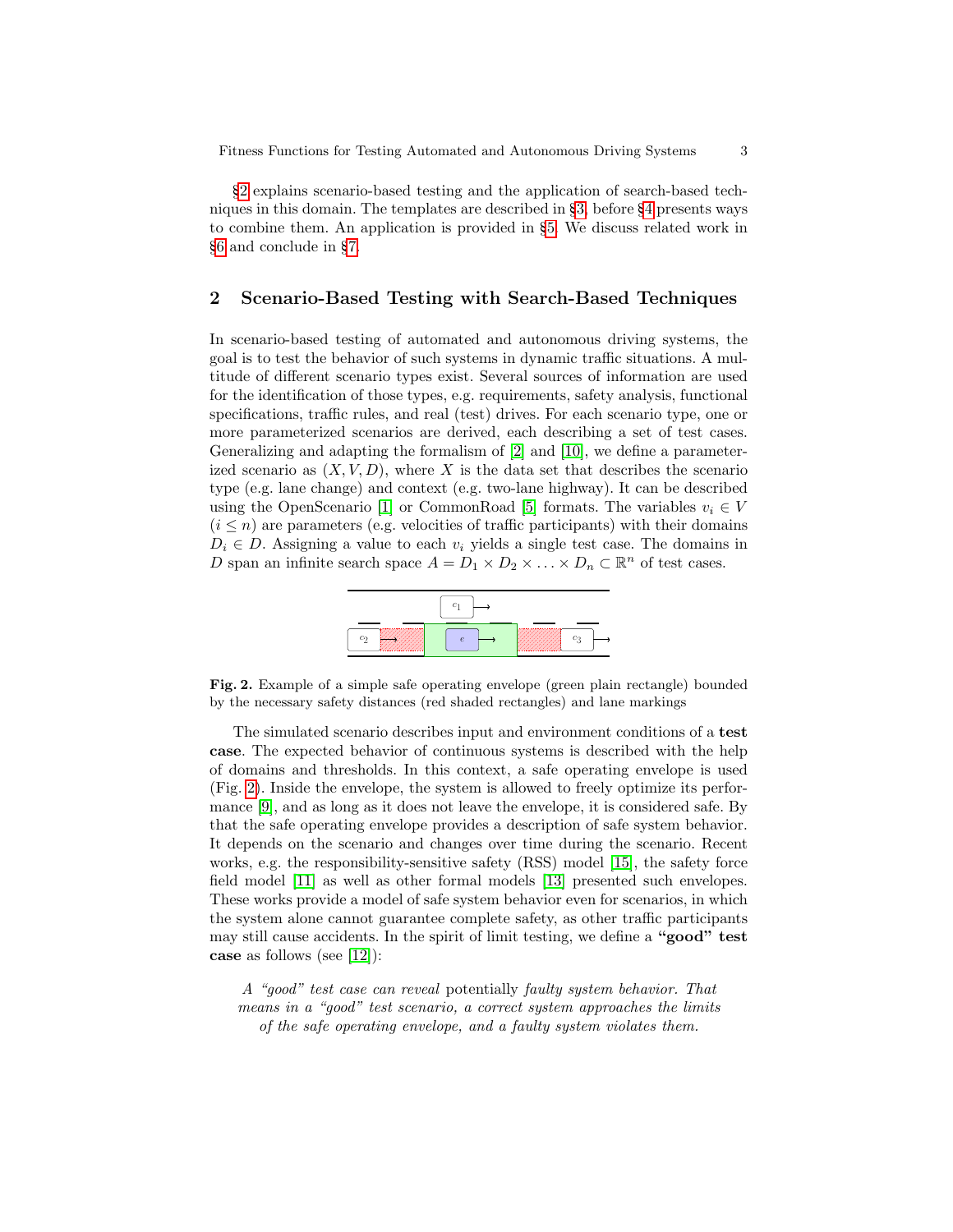§2 explains scenario-based testing and the application of search-based techniques in this domain. The templates are described in §3, before §4 presents ways to combine them. An application is provided in §5. We discuss related work in §6 and conclude in §7.

## 2 Scenario-Based Testing with Search-Based Techniques

In scenario-based testing of automated and autonomous driving systems, the goal is to test the behavior of such systems in dynamic traffic situations. A multitude of different scenario types exist. Several sources of information are used for the identification of those types, e.g. requirements, safety analysis, functional specifications, traffic rules, and real (test) drives. For each scenario type, one or more parameterized scenarios are derived, each describing a set of test cases. Generalizing and adapting the formalism of [2] and [10], we define a parameterized scenario as $(X, V, D)$, where $X$ is the data set that describes the scenario type (e.g. lane change) and context (e.g. two-lane highway). It can be described using the OpenScenario [1] or CommonRoad [5] formats. The variables $v_i \in V$ ($i \leq n$) are parameters (e.g. velocities of traffic participants) with their domains $D_i \in D$. Assigning a value to each $v_i$ yields a single test case. The domains in $D$ span an infinite search space $A = D_1 \times D_2 \times \ldots \times D_n \subset \mathbb{R}^n$ of test cases.

**Fig. 2.** Example of a simple safe operating envelope (green plain rectangle) bounded by the necessary safety distances (red shaded rectangles) and lane markings

The simulated scenario describes input and environment conditions of a **test case**. The expected behavior of continuous systems is described with the help of domains and thresholds. In this context, a safe operating envelope is used (Fig. 2). Inside the envelope, the system is allowed to freely optimize its performance [9], and as long as it does not leave the envelope, it is considered safe. By that the safe operating envelope provides a description of safe system behavior. It depends on the scenario and changes over time during the scenario. Recent works, e.g. the responsibility-sensitive safety (RSS) model [15], the safety force field model [11] as well as other formal models [13] presented such envelopes. These works provide a model of safe system behavior even for scenarios, in which the system alone cannot guarantee complete safety, as other traffic participants may still cause accidents. In the spirit of limit testing, we define a **"good" test case** as follows (see [12]):

> *A "good" test case can reveal* potentially *faulty system behavior. That means in a "good" test scenario, a correct system approaches the limits of the safe operating envelope, and a faulty system violates them.*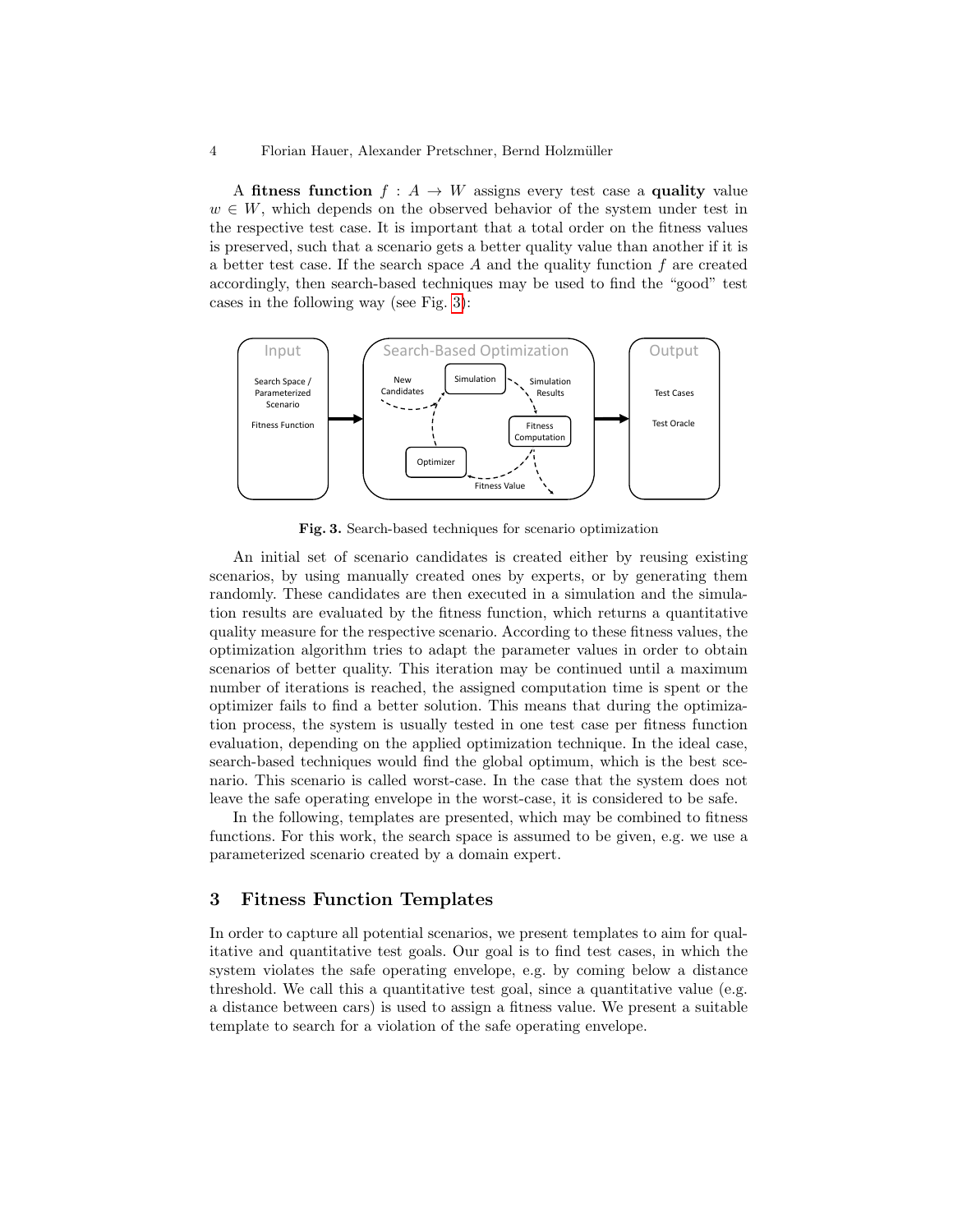A **fitness function** $f : A \rightarrow W$ assigns every test case a **quality** value $w \in W$, which depends on the observed behavior of the system under test in the respective test case. It is important that a total order on the fitness values is preserved, such that a scenario gets a better quality value than another if it is a better test case. If the search space $A$ and the quality function $f$ are created accordingly, then search-based techniques may be used to find the "good" test cases in the following way (see Fig. 3):

Input

Search Space / Parameterized Scenario

Fitness Function

Search-Based Optimization

New Candidates

Simulation

Simulation Results

Fitness Computation

Optimizer

Fitness Value

Output

Test Cases

Test Oracle

**Fig. 3.** Search-based techniques for scenario optimization

An initial set of scenario candidates is created either by reusing existing scenarios, by using manually created ones by experts, or by generating them randomly. These candidates are then executed in a simulation and the simulation results are evaluated by the fitness function, which returns a quantitative quality measure for the respective scenario. According to these fitness values, the optimization algorithm tries to adapt the parameter values in order to obtain scenarios of better quality. This iteration may be continued until a maximum number of iterations is reached, the assigned computation time is spent or the optimizer fails to find a better solution. This means that during the optimization process, the system is usually tested in one test case per fitness function evaluation, depending on the applied optimization technique. In the ideal case, search-based techniques would find the global optimum, which is the best scenario. This scenario is called worst-case. In the case that the system does not leave the safe operating envelope in the worst-case, it is considered to be safe.

In the following, templates are presented, which may be combined to fitness functions. For this work, the search space is assumed to be given, e.g. we use a parameterized scenario created by a domain expert.

## 3 Fitness Function Templates

In order to capture all potential scenarios, we present templates to aim for qualitative and quantitative test goals. Our goal is to find test cases, in which the system violates the safe operating envelope, e.g. by coming below a distance threshold. We call this a quantitative test goal, since a quantitative value (e.g. a distance between cars) is used to assign a fitness value. We present a suitable template to search for a violation of the safe operating envelope.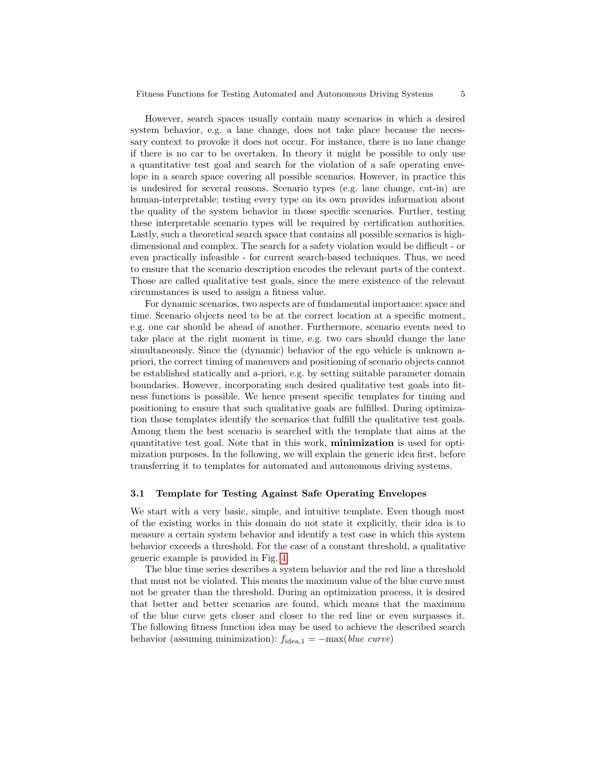However, search spaces usually contain many scenarios in which a desired system behavior, e.g. a lane change, does not take place because the necessary context to provoke it does not occur. For instance, there is no lane change if there is no car to be overtaken. In theory it might be possible to only use a quantitative test goal and search for the violation of a safe operating envelope in a search space covering all possible scenarios. However, in practice this is undesired for several reasons. Scenario types (e.g. lane change, cut-in) are human-interpretable; testing every type on its own provides information about the quality of the system behavior in those specific scenarios. Further, testing these interpretable scenario types will be required by certification authorities. Lastly, such a theoretical search space that contains all possible scenarios is high-dimensional and complex. The search for a safety violation would be difficult - or even practically infeasible - for current search-based techniques. Thus, we need to ensure that the scenario description encodes the relevant parts of the context. Those are called qualitative test goals, since the mere existence of the relevant circumstances is used to assign a fitness value.

For dynamic scenarios, two aspects are of fundamental importance: space and time. Scenario objects need to be at the correct location at a specific moment, e.g. one car should be ahead of another. Furthermore, scenario events need to take place at the right moment in time, e.g. two cars should change the lane simultaneously. Since the (dynamic) behavior of the ego vehicle is unknown a-priori, the correct timing of maneuvers and positioning of scenario objects cannot be established statically and a-priori, e.g. by setting suitable parameter domain boundaries. However, incorporating such desired qualitative test goals into fitness functions is possible. We hence present specific templates for timing and positioning to ensure that such qualitative goals are fulfilled. During optimization those templates identify the scenarios that fulfill the qualitative test goals. Among them the best scenario is searched with the template that aims at the quantitative test goal. Note that in this work, **minimization** is used for optimization purposes. In the following, we will explain the generic idea first, before transferring it to templates for automated and autonomous driving systems.

### 3.1 Template for Testing Against Safe Operating Envelopes

We start with a very basic, simple, and intuitive template. Even though most of the existing works in this domain do not state it explicitly, their idea is to measure a certain system behavior and identify a test case in which this system behavior exceeds a threshold. For the case of a constant threshold, a qualitative generic example is provided in Fig. 4.

The blue time series describes a system behavior and the red line a threshold that must not be violated. This means the maximum value of the blue curve must not be greater than the threshold. During an optimization process, it is desired that better and better scenarios are found, which means that the maximum of the blue curve gets closer and closer to the red line or even surpasses it. The following fitness function idea may be used to achieve the described search behavior (assuming minimization): $f_{\text{idea},1} = -\max(\textit{blue curve})$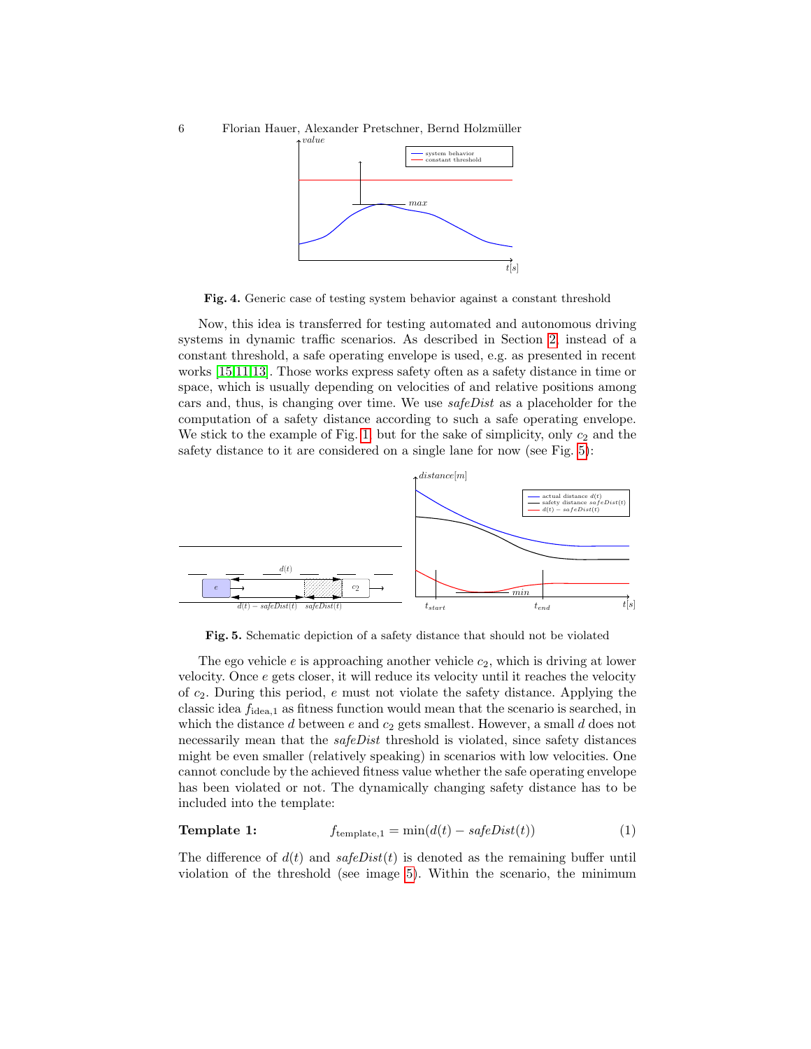**Fig. 4.** Generic case of testing system behavior against a constant threshold

Now, this idea is transferred for testing automated and autonomous driving systems in dynamic traffic scenarios. As described in Section 2, instead of a constant threshold, a safe operating envelope is used, e.g. as presented in recent works [15,11,13]. Those works express safety often as a safety distance in time or space, which is usually depending on velocities of and relative positions among cars and, thus, is changing over time. We use *safeDist* as a placeholder for the computation of a safety distance according to such a safe operating envelope. We stick to the example of Fig. 1, but for the sake of simplicity, only $c_2$ and the safety distance to it are considered on a single lane for now (see Fig. 5):

**Fig. 5.** Schematic depiction of a safety distance that should not be violated

The ego vehicle $e$ is approaching another vehicle $c_2$, which is driving at lower velocity. Once $e$ gets closer, it will reduce its velocity until it reaches the velocity of $c_2$. During this period, $e$ must not violate the safety distance. Applying the classic idea $f_{\text{idea},1}$ as fitness function would mean that the scenario is searched, in which the distance $d$ between $e$ and $c_2$ gets smallest. However, a small $d$ does not necessarily mean that the *safeDist* threshold is violated, since safety distances might be even smaller (relatively speaking) in scenarios with low velocities. One cannot conclude by the achieved fitness value whether the safe operating envelope has been violated or not. The dynamically changing safety distance has to be included into the template:

**Template 1:**
$$f_{\text{template},1} = \min(d(t) - \mathit{safeDist}(t)) \tag{1}$$

The difference of $d(t)$ and $\mathit{safeDist}(t)$ is denoted as the remaining buffer until violation of the threshold (see image 5). Within the scenario, the minimum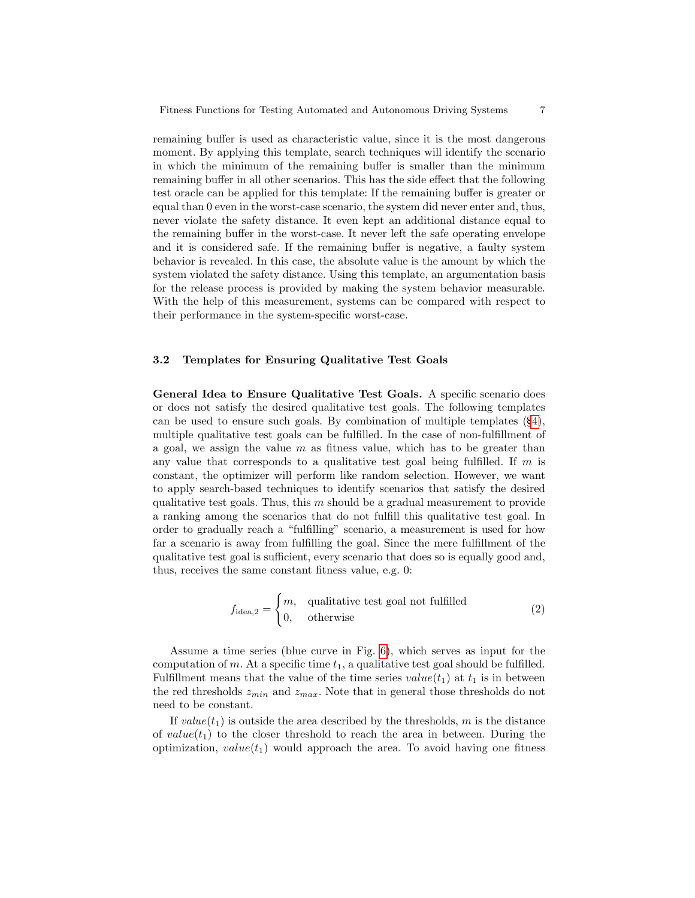remaining buffer is used as characteristic value, since it is the most dangerous moment. By applying this template, search techniques will identify the scenario in which the minimum of the remaining buffer is smaller than the minimum remaining buffer in all other scenarios. This has the side effect that the following test oracle can be applied for this template: If the remaining buffer is greater or equal than 0 even in the worst-case scenario, the system did never enter and, thus, never violate the safety distance. It even kept an additional distance equal to the remaining buffer in the worst-case. It never left the safe operating envelope and it is considered safe. If the remaining buffer is negative, a faulty system behavior is revealed. In this case, the absolute value is the amount by which the system violated the safety distance. Using this template, an argumentation basis for the release process is provided by making the system behavior measurable. With the help of this measurement, systems can be compared with respect to their performance in the system-specific worst-case.

### 3.2 Templates for Ensuring Qualitative Test Goals

**General Idea to Ensure Qualitative Test Goals.** A specific scenario does or does not satisfy the desired qualitative test goals. The following templates can be used to ensure such goals. By combination of multiple templates (§4), multiple qualitative test goals can be fulfilled. In the case of non-fulfillment of a goal, we assign the value $m$ as fitness value, which has to be greater than any value that corresponds to a qualitative test goal being fulfilled. If $m$ is constant, the optimizer will perform like random selection. However, we want to apply search-based techniques to identify scenarios that satisfy the desired qualitative test goals. Thus, this $m$ should be a gradual measurement to provide a ranking among the scenarios that do not fulfill this qualitative test goal. In order to gradually reach a "fulfilling" scenario, a measurement is used for how far a scenario is away from fulfilling the goal. Since the mere fulfillment of the qualitative test goal is sufficient, every scenario that does so is equally good and, thus, receives the same constant fitness value, e.g. 0:

$$f_{\text{idea},2} = \begin{cases} m, & \text{qualitative test goal not fulfilled} \\ 0, & \text{otherwise} \end{cases} \tag{2}$$

Assume a time series (blue curve in Fig. 6), which serves as input for the computation of $m$. At a specific time $t_1$, a qualitative test goal should be fulfilled. Fulfillment means that the value of the time series $value(t_1)$ at $t_1$ is in between the red thresholds $z_{min}$ and $z_{max}$. Note that in general those thresholds do not need to be constant.

If $value(t_1)$ is outside the area described by the thresholds, $m$ is the distance of $value(t_1)$ to the closer threshold to reach the area in between. During the optimization, $value(t_1)$ would approach the area. To avoid having one fitness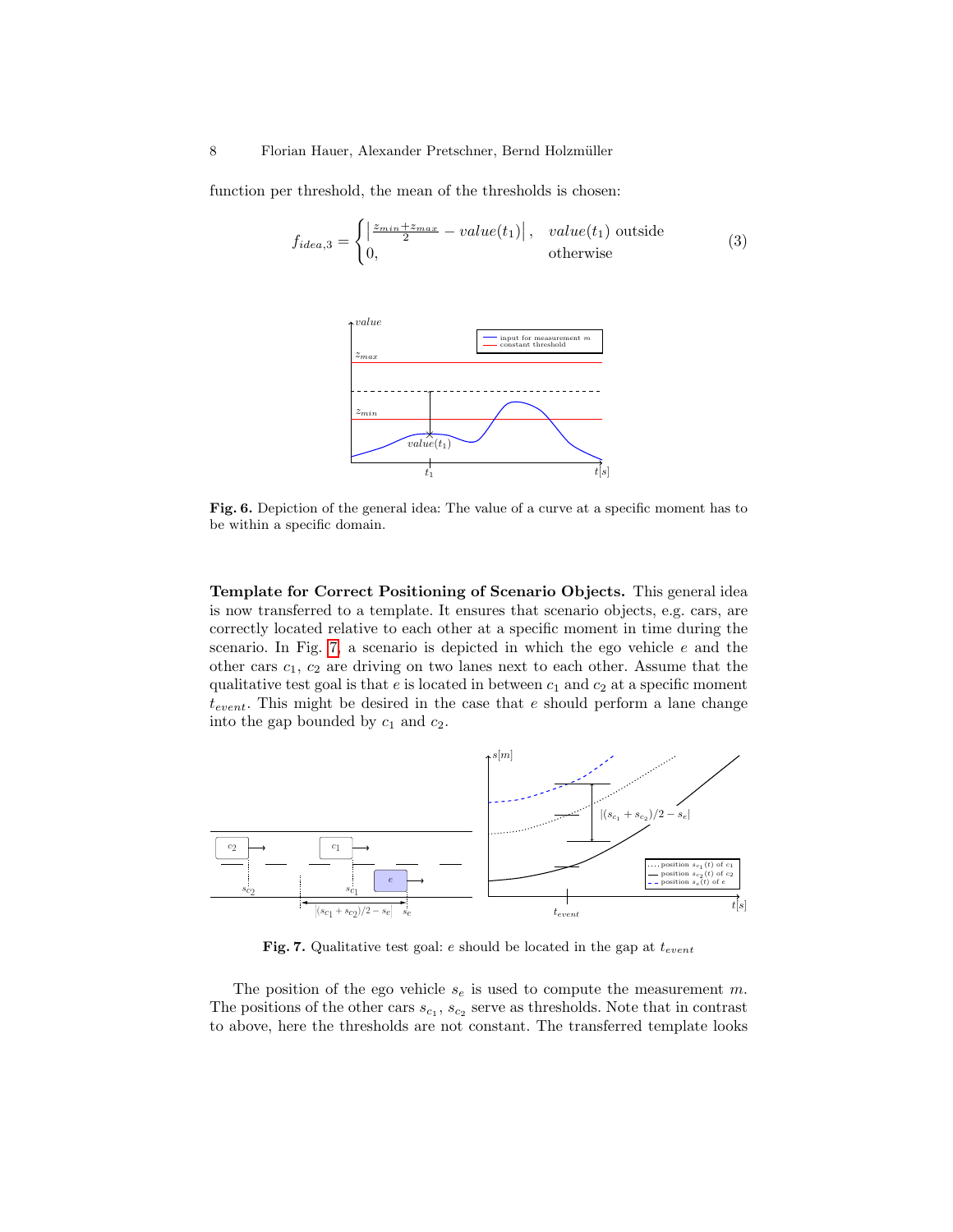function per threshold, the mean of the thresholds is chosen:

$$f_{idea,3} = \begin{cases} \left| \frac{z_{min}+z_{max}}{2} - value(t_1) \right|, & value(t_1) \text{ outside} \\ 0, & \text{otherwise} \end{cases} \quad (3)$$

**Fig. 6.** Depiction of the general idea: The value of a curve at a specific moment has to be within a specific domain.

**Template for Correct Positioning of Scenario Objects.** This general idea is now transferred to a template. It ensures that scenario objects, e.g. cars, are correctly located relative to each other at a specific moment in time during the scenario. In Fig. 7, a scenario is depicted in which the ego vehicle $e$ and the other cars $c_1$, $c_2$ are driving on two lanes next to each other. Assume that the qualitative test goal is that $e$ is located in between $c_1$ and $c_2$ at a specific moment $t_{event}$. This might be desired in the case that $e$ should perform a lane change into the gap bounded by $c_1$ and $c_2$.

**Fig. 7.** Qualitative test goal: $e$ should be located in the gap at $t_{event}$

The position of the ego vehicle $s_e$ is used to compute the measurement $m$. The positions of the other cars $s_{c_1}$, $s_{c_2}$ serve as thresholds. Note that in contrast to above, here the thresholds are not constant. The transferred template looks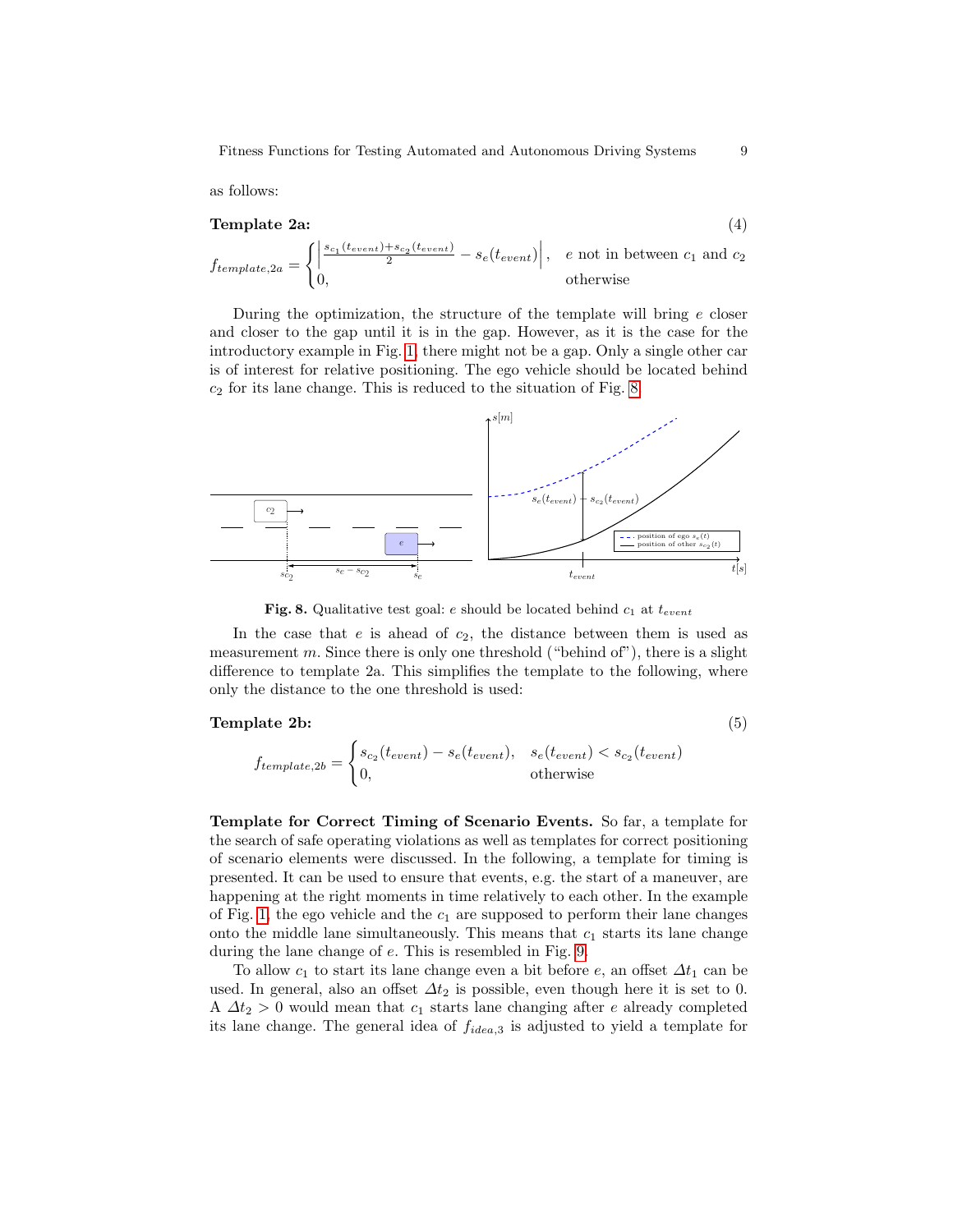as follows:

**Template 2a:** (4)

$$f_{template,2a} = \begin{cases} \left| \frac{s_{c_1}(t_{event}) + s_{c_2}(t_{event})}{2} - s_e(t_{event}) \right|, & e \text{ not in between } c_1 \text{ and } c_2 \\ 0, & \text{otherwise} \end{cases}$$

During the optimization, the structure of the template will bring $e$ closer and closer to the gap until it is in the gap. However, as it is the case for the introductory example in Fig. 1, there might not be a gap. Only a single other car is of interest for relative positioning. The ego vehicle should be located behind $c_2$ for its lane change. This is reduced to the situation of Fig. 8.

**Fig. 8.** Qualitative test goal: $e$ should be located behind $c_1$ at $t_{event}$

In the case that $e$ is ahead of $c_2$, the distance between them is used as measurement $m$. Since there is only one threshold ("behind of"), there is a slight difference to template 2a. This simplifies the template to the following, where only the distance to the one threshold is used:

**Template 2b:** (5)

$$f_{template,2b} = \begin{cases} s_{c_2}(t_{event}) - s_e(t_{event}), & s_e(t_{event}) < s_{c_2}(t_{event}) \\ 0, & \text{otherwise} \end{cases}$$

**Template for Correct Timing of Scenario Events.** So far, a template for the search of safe operating violations as well as templates for correct positioning of scenario elements were discussed. In the following, a template for timing is presented. It can be used to ensure that events, e.g. the start of a maneuver, are happening at the right moments in time relatively to each other. In the example of Fig. 1, the ego vehicle and the $c_1$ are supposed to perform their lane changes onto the middle lane simultaneously. This means that $c_1$ starts its lane change during the lane change of $e$. This is resembled in Fig. 9.

To allow $c_1$ to start its lane change even a bit before $e$, an offset $\Delta t_1$ can be used. In general, also an offset $\Delta t_2$ is possible, even though here it is set to 0. A $\Delta t_2 > 0$ would mean that $c_1$ starts lane changing after $e$ already completed its lane change. The general idea of $f_{idea,3}$ is adjusted to yield a template for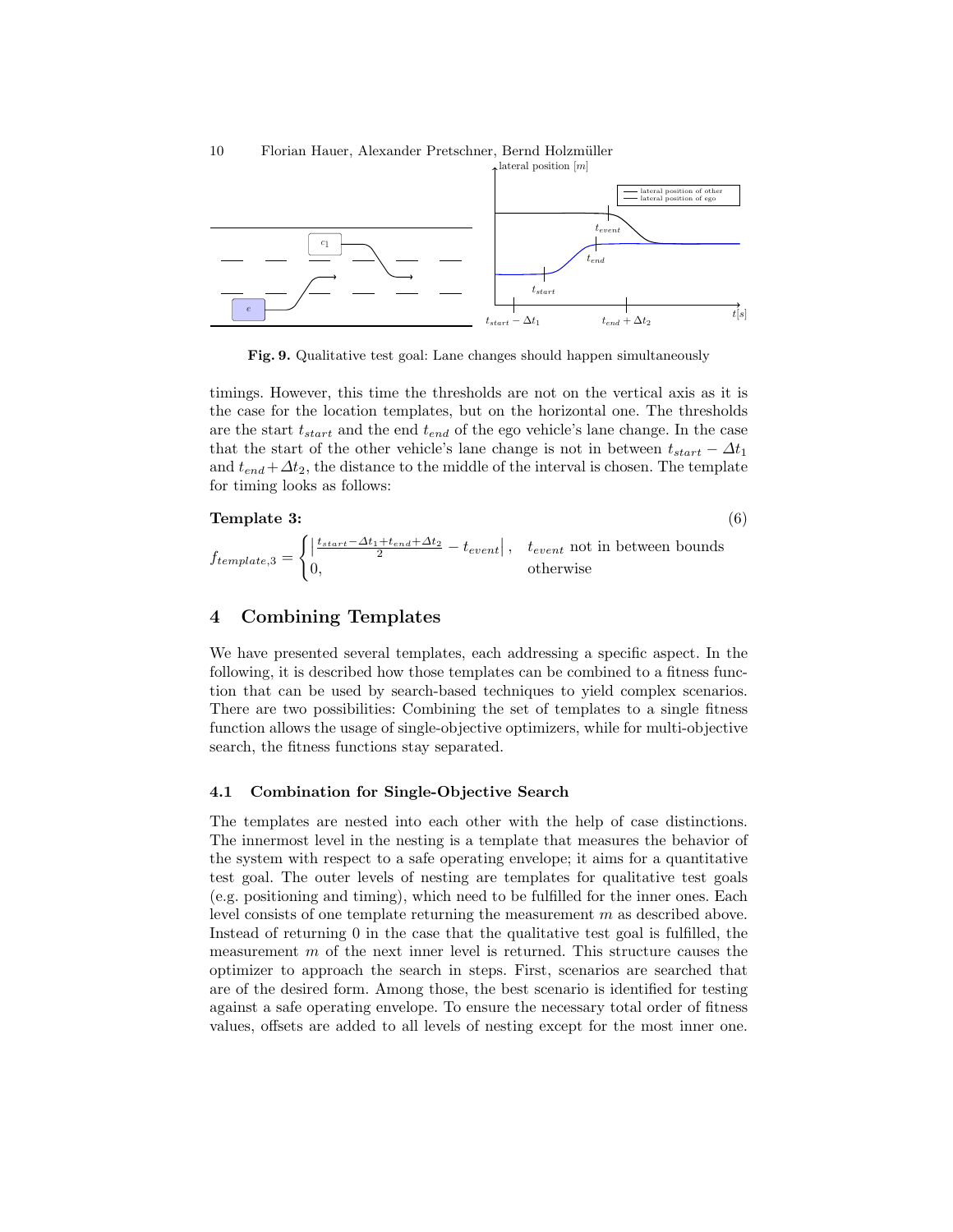Fig. 9. Qualitative test goal: Lane changes should happen simultaneously

timings. However, this time the thresholds are not on the vertical axis as it is the case for the location templates, but on the horizontal one. The thresholds are the start $t_{start}$ and the end $t_{end}$ of the ego vehicle's lane change. In the case that the start of the other vehicle's lane change is not in between $t_{start} - \Delta t_1$ and $t_{end} + \Delta t_2$, the distance to the middle of the interval is chosen. The template for timing looks as follows:

**Template 3:** (6)

$$f_{template,3} = \begin{cases} \left| \frac{t_{start} - \Delta t_1 + t_{end} + \Delta t_2}{2} - t_{event} \right|, & t_{event} \text{ not in between bounds} \\ 0, & \text{otherwise} \end{cases}$$

## 4 Combining Templates

We have presented several templates, each addressing a specific aspect. In the following, it is described how those templates can be combined to a fitness function that can be used by search-based techniques to yield complex scenarios. There are two possibilities: Combining the set of templates to a single fitness function allows the usage of single-objective optimizers, while for multi-objective search, the fitness functions stay separated.

### 4.1 Combination for Single-Objective Search

The templates are nested into each other with the help of case distinctions. The innermost level in the nesting is a template that measures the behavior of the system with respect to a safe operating envelope; it aims for a quantitative test goal. The outer levels of nesting are templates for qualitative test goals (e.g. positioning and timing), which need to be fulfilled for the inner ones. Each level consists of one template returning the measurement $m$ as described above. Instead of returning 0 in the case that the qualitative test goal is fulfilled, the measurement $m$ of the next inner level is returned. This structure causes the optimizer to approach the search in steps. First, scenarios are searched that are of the desired form. Among those, the best scenario is identified for testing against a safe operating envelope. To ensure the necessary total order of fitness values, offsets are added to all levels of nesting except for the most inner one.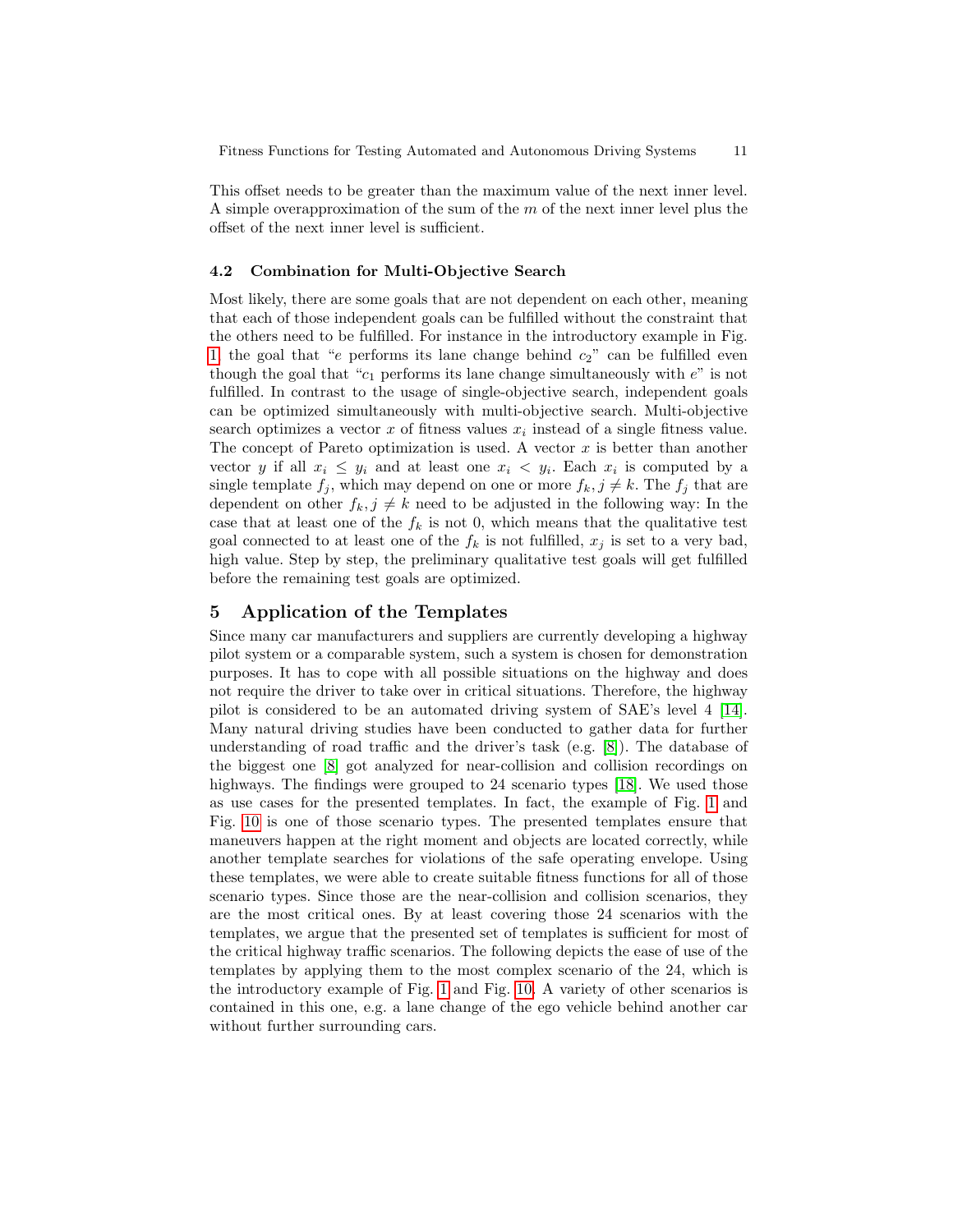This offset needs to be greater than the maximum value of the next inner level. A simple overapproximation of the sum of the $m$ of the next inner level plus the offset of the next inner level is sufficient.

### 4.2 Combination for Multi-Objective Search

Most likely, there are some goals that are not dependent on each other, meaning that each of those independent goals can be fulfilled without the constraint that the others need to be fulfilled. For instance in the introductory example in Fig. 1 the goal that "$e$ performs its lane change behind $c_2$" can be fulfilled even though the goal that "$c_1$ performs its lane change simultaneously with $e$" is not fulfilled. In contrast to the usage of single-objective search, independent goals can be optimized simultaneously with multi-objective search. Multi-objective search optimizes a vector $x$ of fitness values $x_i$ instead of a single fitness value. The concept of Pareto optimization is used. A vector $x$ is better than another vector $y$ if all $x_i \leq y_i$ and at least one $x_i < y_i$. Each $x_i$ is computed by a single template $f_j$, which may depend on one or more $f_k, j \neq k$. The $f_j$ that are dependent on other $f_k, j \neq k$ need to be adjusted in the following way: In the case that at least one of the $f_k$ is not 0, which means that the qualitative test goal connected to at least one of the $f_k$ is not fulfilled, $x_j$ is set to a very bad, high value. Step by step, the preliminary qualitative test goals will get fulfilled before the remaining test goals are optimized.

## 5 Application of the Templates

Since many car manufacturers and suppliers are currently developing a highway pilot system or a comparable system, such a system is chosen for demonstration purposes. It has to cope with all possible situations on the highway and does not require the driver to take over in critical situations. Therefore, the highway pilot is considered to be an automated driving system of SAE's level 4 [14]. Many natural driving studies have been conducted to gather data for further understanding of road traffic and the driver's task (e.g. [8]). The database of the biggest one [8] got analyzed for near-collision and collision recordings on highways. The findings were grouped to 24 scenario types [18]. We used those as use cases for the presented templates. In fact, the example of Fig. 1 and Fig. 10 is one of those scenario types. The presented templates ensure that maneuvers happen at the right moment and objects are located correctly, while another template searches for violations of the safe operating envelope. Using these templates, we were able to create suitable fitness functions for all of those scenario types. Since those are the near-collision and collision scenarios, they are the most critical ones. By at least covering those 24 scenarios with the templates, we argue that the presented set of templates is sufficient for most of the critical highway traffic scenarios. The following depicts the ease of use of the templates by applying them to the most complex scenario of the 24, which is the introductory example of Fig. 1 and Fig. 10. A variety of other scenarios is contained in this one, e.g. a lane change of the ego vehicle behind another car without further surrounding cars.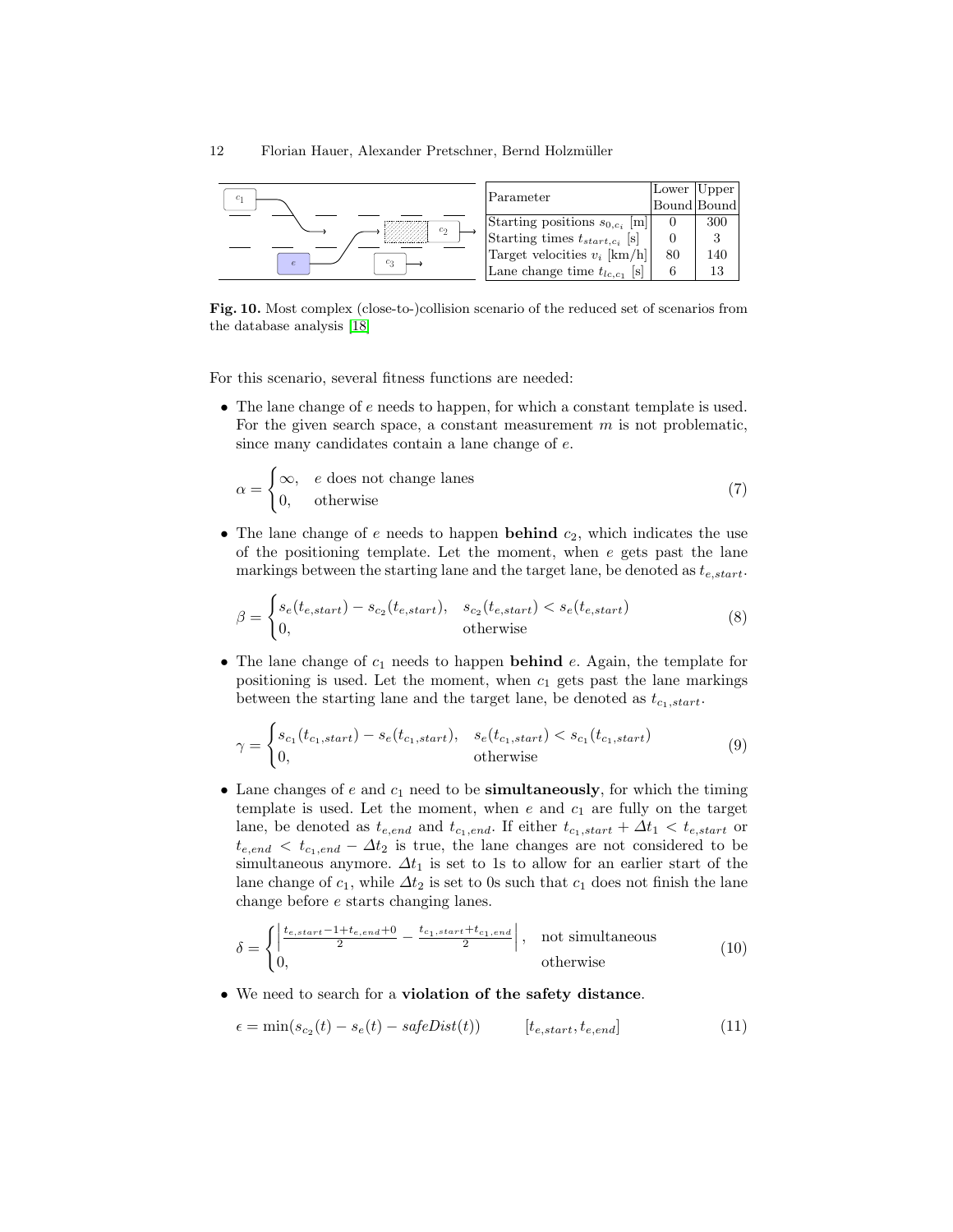| Parameter | Lower Bound | Upper Bound |
|---|---|---|
| Starting positions $s_{0,c_i}$ [m] | 0 | 300 |
| Starting times $t_{start,c_i}$ [s] | 0 | 3 |
| Target velocities $v_i$ [km/h] | 80 | 140 |
| Lane change time $t_{lc,c_1}$ [s] | 6 | 13 |

**Fig. 10.** Most complex (close-to-)collision scenario of the reduced set of scenarios from the database analysis [18]

For this scenario, several fitness functions are needed:

- The lane change of $e$ needs to happen, for which a constant template is used. For the given search space, a constant measurement $m$ is not problematic, since many candidates contain a lane change of $e$.

$$\alpha = \begin{cases} \infty, & e \text{ does not change lanes} \\ 0, & \text{otherwise} \end{cases} \tag{7}$$

- The lane change of $e$ needs to happen **behind** $c_2$, which indicates the use of the positioning template. Let the moment, when $e$ gets past the lane markings between the starting lane and the target lane, be denoted as $t_{e,start}$.

$$\beta = \begin{cases} s_e(t_{e,start}) - s_{c_2}(t_{e,start}), & s_{c_2}(t_{e,start}) < s_e(t_{e,start}) \\ 0, & \text{otherwise} \end{cases} \tag{8}$$

- The lane change of $c_1$ needs to happen **behind** $e$. Again, the template for positioning is used. Let the moment, when $c_1$ gets past the lane markings between the starting lane and the target lane, be denoted as $t_{c_1,start}$.

$$\gamma = \begin{cases} s_{c_1}(t_{c_1,start}) - s_e(t_{c_1,start}), & s_e(t_{c_1,start}) < s_{c_1}(t_{c_1,start}) \\ 0, & \text{otherwise} \end{cases} \tag{9}$$

- Lane changes of $e$ and $c_1$ need to be **simultaneously**, for which the timing template is used. Let the moment, when $e$ and $c_1$ are fully on the target lane, be denoted as $t_{e,end}$ and $t_{c_1,end}$. If either $t_{c_1,start} + \Delta t_1 < t_{e,start}$ or $t_{e,end} < t_{c_1,end} - \Delta t_2$ is true, the lane changes are not considered to be simultaneous anymore. $\Delta t_1$ is set to 1s to allow for an earlier start of the lane change of $c_1$, while $\Delta t_2$ is set to 0s such that $c_1$ does not finish the lane change before $e$ starts changing lanes.

$$\delta = \begin{cases} \left| \frac{t_{e,start} - 1 + t_{e,end} + 0}{2} - \frac{t_{c_1,start} + t_{c_1,end}}{2} \right|, & \text{not simultaneous} \\ 0, & \text{otherwise} \end{cases} \tag{10}$$

- We need to search for a **violation of the safety distance**.

$$\epsilon = \min(s_{c_2}(t) - s_e(t) - safeDist(t)) \qquad [t_{e,start}, t_{e,end}] \tag{11}$$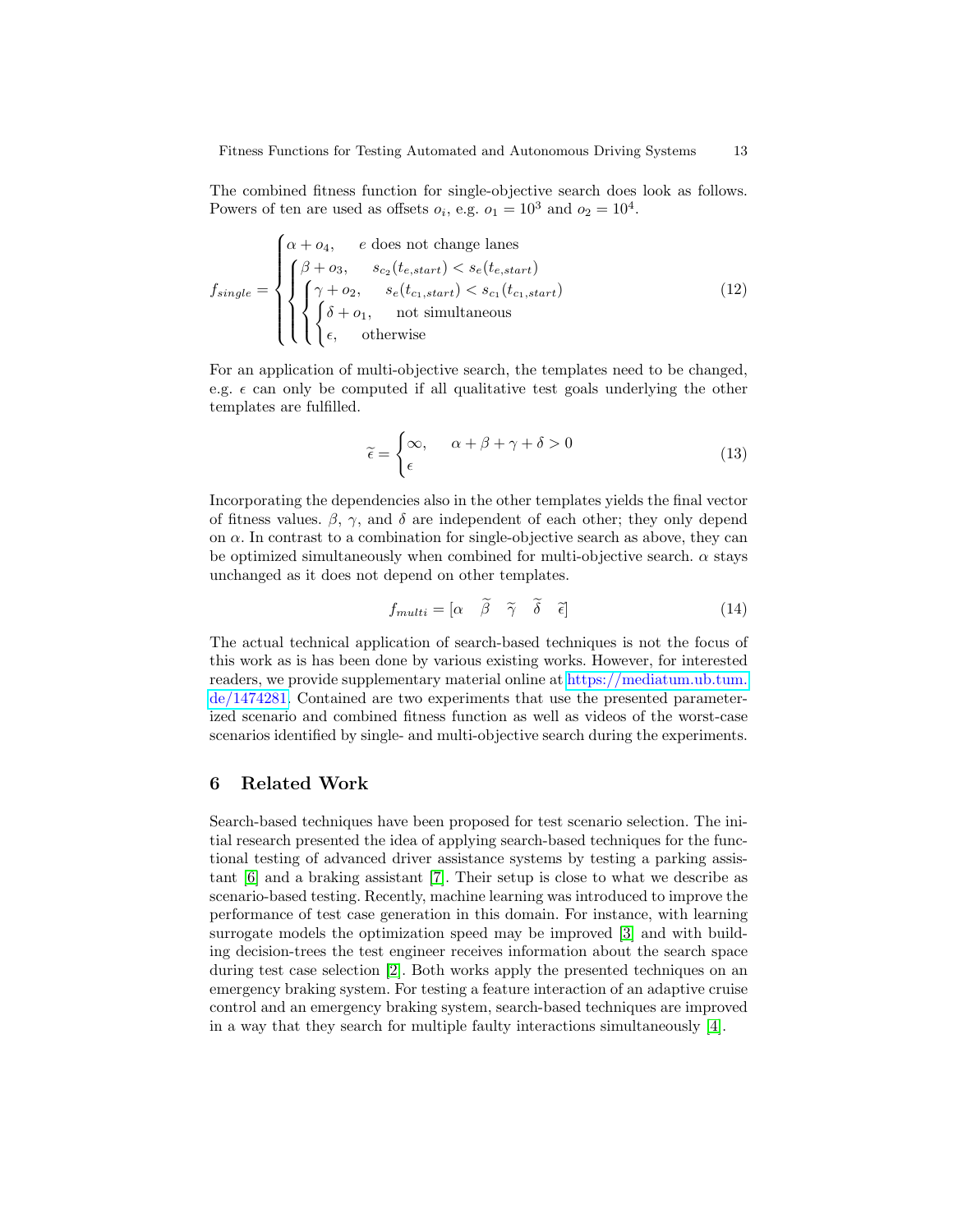The combined fitness function for single-objective search does look as follows. Powers of ten are used as offsets $o_i$, e.g. $o_1 = 10^3$ and $o_2 = 10^4$.

$$f_{single} = \begin{cases} \alpha + o_4, & e \text{ does not change lanes} \\ \begin{cases} \beta + o_3, & s_{c_2}(t_{e,start}) < s_e(t_{e,start}) \\ \begin{cases} \gamma + o_2, & s_e(t_{c_1,start}) < s_{c_1}(t_{c_1,start}) \\ \begin{cases} \delta + o_1, & \text{not simultaneous} \\ \epsilon, & \text{otherwise} \end{cases} \end{cases} \end{cases} \end{cases} \tag{12}$$

For an application of multi-objective search, the templates need to be changed, e.g. $\epsilon$ can only be computed if all qualitative test goals underlying the other templates are fulfilled.

$$\widetilde{\epsilon} = \begin{cases} \infty, & \alpha + \beta + \gamma + \delta > 0 \\ \epsilon \end{cases} \tag{13}$$

Incorporating the dependencies also in the other templates yields the final vector of fitness values. $\beta$, $\gamma$, and $\delta$ are independent of each other; they only depend on $\alpha$. In contrast to a combination for single-objective search as above, they can be optimized simultaneously when combined for multi-objective search. $\alpha$ stays unchanged as it does not depend on other templates.

$$f_{multi} = [\alpha \quad \widetilde{\beta} \quad \widetilde{\gamma} \quad \widetilde{\delta} \quad \widetilde{\epsilon}] \tag{14}$$

The actual technical application of search-based techniques is not the focus of this work as is has been done by various existing works. However, for interested readers, we provide supplementary material online at https://mediatum.ub.tum.de/1474281. Contained are two experiments that use the presented parameterized scenario and combined fitness function as well as videos of the worst-case scenarios identified by single- and multi-objective search during the experiments.

## 6 Related Work

Search-based techniques have been proposed for test scenario selection. The initial research presented the idea of applying search-based techniques for the functional testing of advanced driver assistance systems by testing a parking assistant [6] and a braking assistant [7]. Their setup is close to what we describe as scenario-based testing. Recently, machine learning was introduced to improve the performance of test case generation in this domain. For instance, with learning surrogate models the optimization speed may be improved [3] and with building decision-trees the test engineer receives information about the search space during test case selection [2]. Both works apply the presented techniques on an emergency braking system. For testing a feature interaction of an adaptive cruise control and an emergency braking system, search-based techniques are improved in a way that they search for multiple faulty interactions simultaneously [4].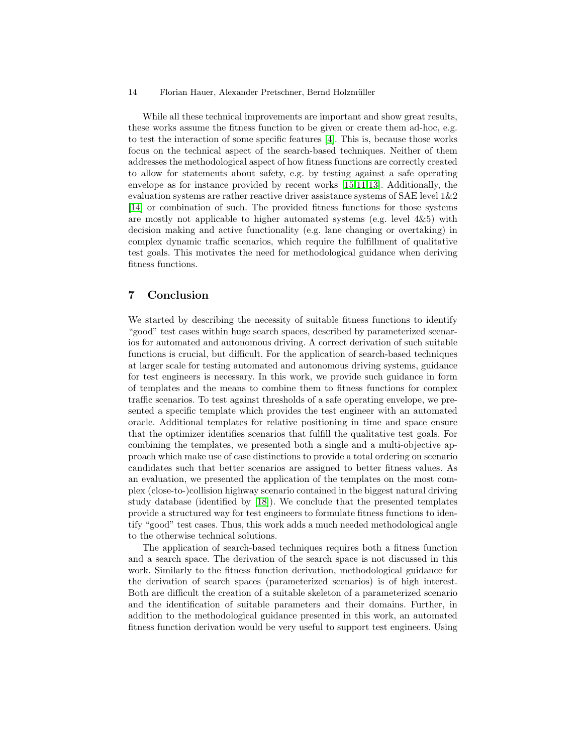While all these technical improvements are important and show great results, these works assume the fitness function to be given or create them ad-hoc, e.g. to test the interaction of some specific features [4]. This is, because those works focus on the technical aspect of the search-based techniques. Neither of them addresses the methodological aspect of how fitness functions are correctly created to allow for statements about safety, e.g. by testing against a safe operating envelope as for instance provided by recent works [15,11,13]. Additionally, the evaluation systems are rather reactive driver assistance systems of SAE level 1&2 [14] or combination of such. The provided fitness functions for those systems are mostly not applicable to higher automated systems (e.g. level 4&5) with decision making and active functionality (e.g. lane changing or overtaking) in complex dynamic traffic scenarios, which require the fulfillment of qualitative test goals. This motivates the need for methodological guidance when deriving fitness functions.

## 7 Conclusion

We started by describing the necessity of suitable fitness functions to identify "good" test cases within huge search spaces, described by parameterized scenarios for automated and autonomous driving. A correct derivation of such suitable functions is crucial, but difficult. For the application of search-based techniques at larger scale for testing automated and autonomous driving systems, guidance for test engineers is necessary. In this work, we provide such guidance in form of templates and the means to combine them to fitness functions for complex traffic scenarios. To test against thresholds of a safe operating envelope, we presented a specific template which provides the test engineer with an automated oracle. Additional templates for relative positioning in time and space ensure that the optimizer identifies scenarios that fulfill the qualitative test goals. For combining the templates, we presented both a single and a multi-objective approach which make use of case distinctions to provide a total ordering on scenario candidates such that better scenarios are assigned to better fitness values. As an evaluation, we presented the application of the templates on the most complex (close-to-)collision highway scenario contained in the biggest natural driving study database (identified by [18]). We conclude that the presented templates provide a structured way for test engineers to formulate fitness functions to identify "good" test cases. Thus, this work adds a much needed methodological angle to the otherwise technical solutions.

The application of search-based techniques requires both a fitness function and a search space. The derivation of the search space is not discussed in this work. Similarly to the fitness function derivation, methodological guidance for the derivation of search spaces (parameterized scenarios) is of high interest. Both are difficult the creation of a suitable skeleton of a parameterized scenario and the identification of suitable parameters and their domains. Further, in addition to the methodological guidance presented in this work, an automated fitness function derivation would be very useful to support test engineers. Using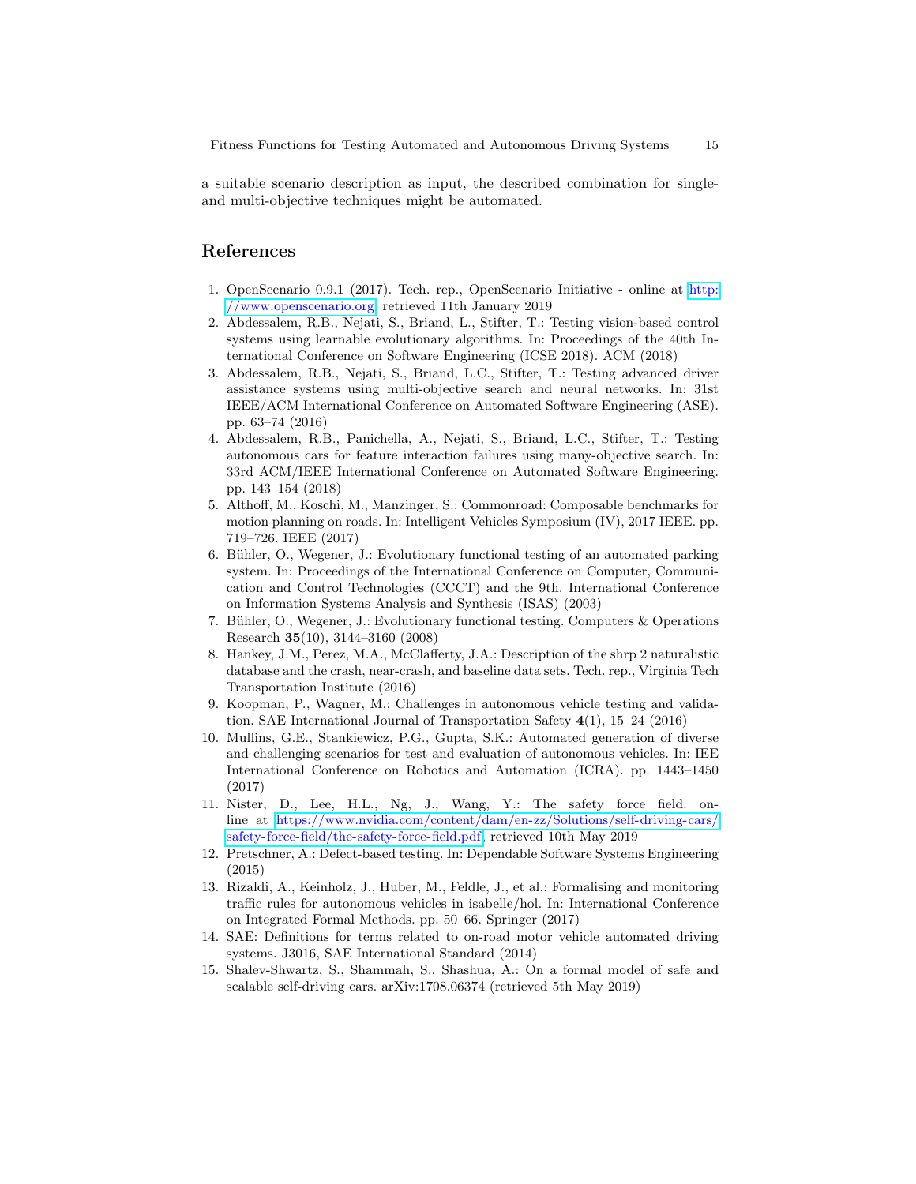a suitable scenario description as input, the described combination for single- and multi-objective techniques might be automated.

## References

1. OpenScenario 0.9.1 (2017). Tech. rep., OpenScenario Initiative - online at http://www.openscenario.org, retrieved 11th January 2019
2. Abdessalem, R.B., Nejati, S., Briand, L., Stifter, T.: Testing vision-based control systems using learnable evolutionary algorithms. In: Proceedings of the 40th International Conference on Software Engineering (ICSE 2018). ACM (2018)
3. Abdessalem, R.B., Nejati, S., Briand, L.C., Stifter, T.: Testing advanced driver assistance systems using multi-objective search and neural networks. In: 31st IEEE/ACM International Conference on Automated Software Engineering (ASE). pp. 63–74 (2016)
4. Abdessalem, R.B., Panichella, A., Nejati, S., Briand, L.C., Stifter, T.: Testing autonomous cars for feature interaction failures using many-objective search. In: 33rd ACM/IEEE International Conference on Automated Software Engineering. pp. 143–154 (2018)
5. Althoff, M., Koschi, M., Manzinger, S.: Commonroad: Composable benchmarks for motion planning on roads. In: Intelligent Vehicles Symposium (IV), 2017 IEEE. pp. 719–726. IEEE (2017)
6. Bühler, O., Wegener, J.: Evolutionary functional testing of an automated parking system. In: Proceedings of the International Conference on Computer, Communication and Control Technologies (CCCT) and the 9th. International Conference on Information Systems Analysis and Synthesis (ISAS) (2003)
7. Bühler, O., Wegener, J.: Evolutionary functional testing. Computers & Operations Research **35**(10), 3144–3160 (2008)
8. Hankey, J.M., Perez, M.A., McClafferty, J.A.: Description of the shrp 2 naturalistic database and the crash, near-crash, and baseline data sets. Tech. rep., Virginia Tech Transportation Institute (2016)
9. Koopman, P., Wagner, M.: Challenges in autonomous vehicle testing and validation. SAE International Journal of Transportation Safety **4**(1), 15–24 (2016)
10. Mullins, G.E., Stankiewicz, P.G., Gupta, S.K.: Automated generation of diverse and challenging scenarios for test and evaluation of autonomous vehicles. In: IEE International Conference on Robotics and Automation (ICRA). pp. 1443–1450 (2017)
11. Nister, D., Lee, H.L., Ng, J., Wang, Y.: The safety force field. online at https://www.nvidia.com/content/dam/en-zz/Solutions/self-driving-cars/safety-force-field/the-safety-force-field.pdf, retrieved 10th May 2019
12. Pretschner, A.: Defect-based testing. In: Dependable Software Systems Engineering (2015)
13. Rizaldi, A., Keinholz, J., Huber, M., Feldle, J., et al.: Formalising and monitoring traffic rules for autonomous vehicles in isabelle/hol. In: International Conference on Integrated Formal Methods. pp. 50–66. Springer (2017)
14. SAE: Definitions for terms related to on-road motor vehicle automated driving systems. J3016, SAE International Standard (2014)
15. Shalev-Shwartz, S., Shammah, S., Shashua, A.: On a formal model of safe and scalable self-driving cars. arXiv:1708.06374 (retrieved 5th May 2019)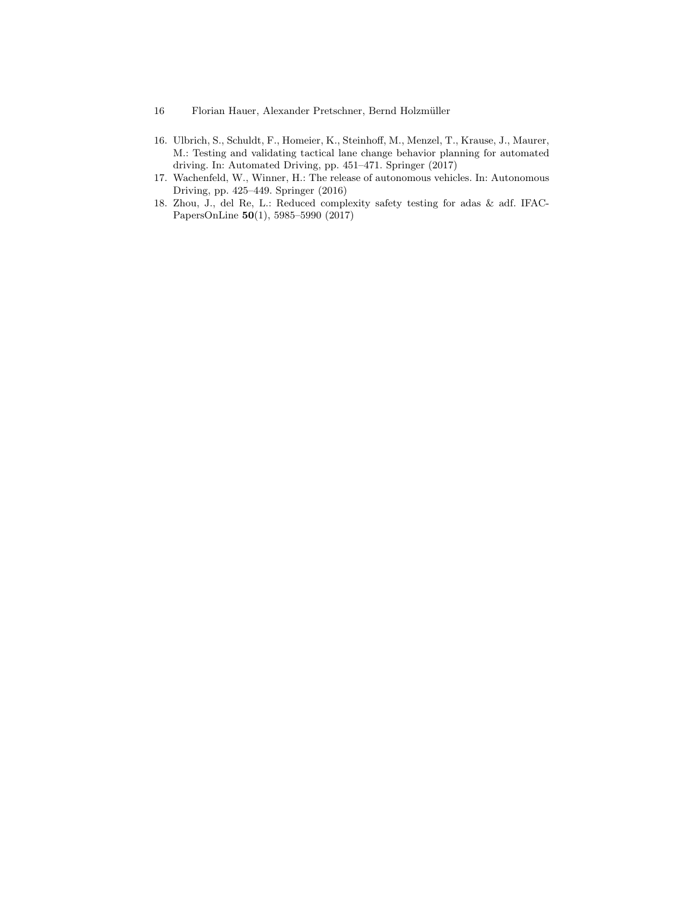16. Ulbrich, S., Schuldt, F., Homeier, K., Steinhoff, M., Menzel, T., Krause, J., Maurer, M.: Testing and validating tactical lane change behavior planning for automated driving. In: Automated Driving, pp. 451–471. Springer (2017)
17. Wachenfeld, W., Winner, H.: The release of autonomous vehicles. In: Autonomous Driving, pp. 425–449. Springer (2016)
18. Zhou, J., del Re, L.: Reduced complexity safety testing for adas & adf. IFAC-PapersOnLine **50**(1), 5985–5990 (2017)